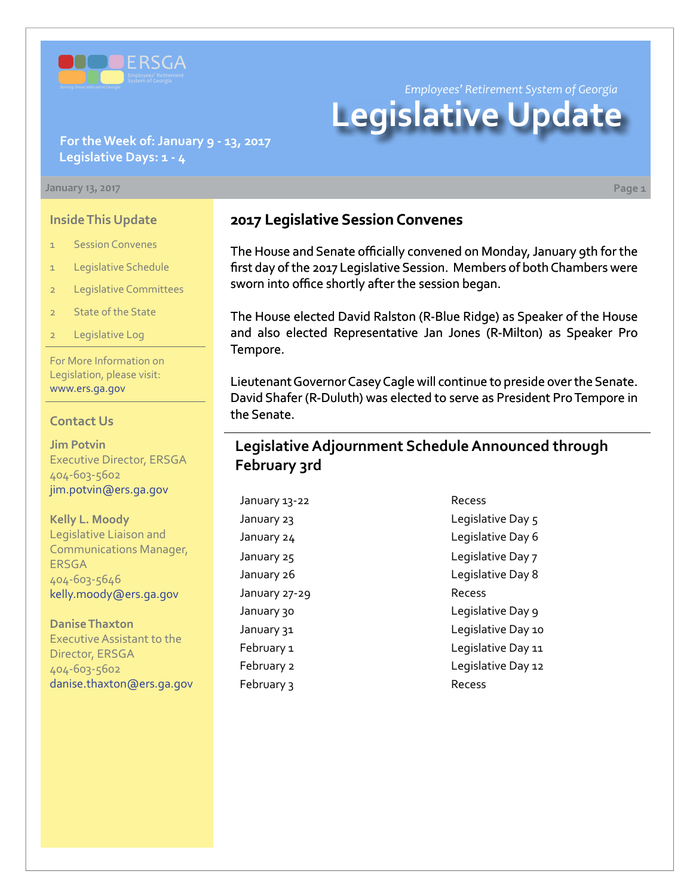Employees' Retirement System of Georgia

# Legislative Update

**For the Week of: January 9 - 13, 2017**
**Legislative Days: 1 - 4**

January 13, 2017

## Inside This Update

1 Session Convenes
1 Legislative Schedule
2 Legislative Committees
2 State of the State
2 Legislative Log

For More Information on Legislation, please visit: www.ers.ga.gov

## Contact Us

**Jim Potvin**
Executive Director, ERSGA
404-603-5602
jim.potvin@ers.ga.gov

**Kelly L. Moody**
Legislative Liaison and Communications Manager, ERSGA
404-603-5646
kelly.moody@ers.ga.gov

**Danise Thaxton**
Executive Assistant to the Director, ERSGA
404-603-5602
danise.thaxton@ers.ga.gov

## 2017 Legislative Session Convenes

The House and Senate officially convened on Monday, January 9th for the first day of the 2017 Legislative Session. Members of both Chambers were sworn into office shortly after the session began.

The House elected David Ralston (R-Blue Ridge) as Speaker of the House and also elected Representative Jan Jones (R-Milton) as Speaker Pro Tempore.

Lieutenant Governor Casey Cagle will continue to preside over the Senate. David Shafer (R-Duluth) was elected to serve as President Pro Tempore in the Senate.

## Legislative Adjournment Schedule Announced through February 3rd

| | |
|---|---|
| January 13-22 | Recess |
| January 23 | Legislative Day 5 |
| January 24 | Legislative Day 6 |
| January 25 | Legislative Day 7 |
| January 26 | Legislative Day 8 |
| January 27-29 | Recess |
| January 30 | Legislative Day 9 |
| January 31 | Legislative Day 10 |
| February 1 | Legislative Day 11 |
| February 2 | Legislative Day 12 |
| February 3 | Recess |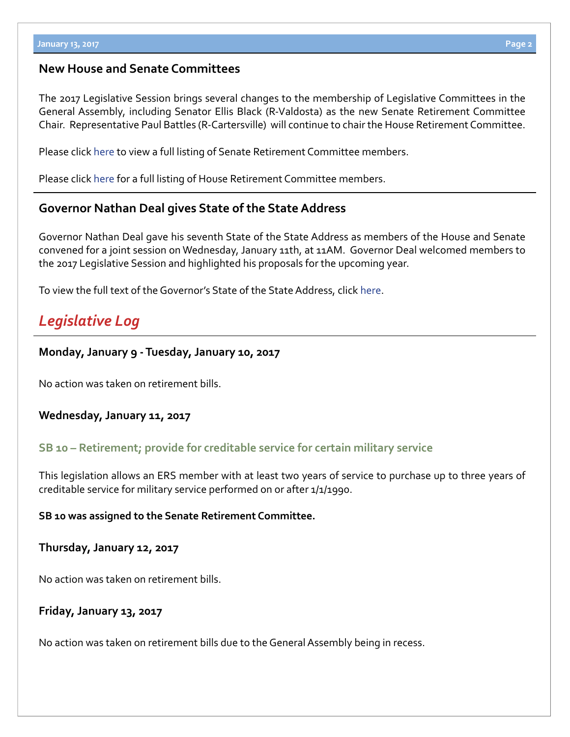## New House and Senate Committees

The 2017 Legislative Session brings several changes to the membership of Legislative Committees in the General Assembly, including Senator Ellis Black (R-Valdosta) as the new Senate Retirement Committee Chair. Representative Paul Battles (R-Cartersville) will continue to chair the House Retirement Committee.

Please click here to view a full listing of Senate Retirement Committee members.

Please click here for a full listing of House Retirement Committee members.

## Governor Nathan Deal gives State of the State Address

Governor Nathan Deal gave his seventh State of the State Address as members of the House and Senate convened for a joint session on Wednesday, January 11th, at 11AM. Governor Deal welcomed members to the 2017 Legislative Session and highlighted his proposals for the upcoming year.

To view the full text of the Governor's State of the State Address, click here.

# *Legislative Log*

### Monday, January 9 - Tuesday, January 10, 2017

No action was taken on retirement bills.

### Wednesday, January 11, 2017

#### SB 10 – Retirement; provide for creditable service for certain military service

This legislation allows an ERS member with at least two years of service to purchase up to three years of creditable service for military service performed on or after 1/1/1990.

**SB 10 was assigned to the Senate Retirement Committee.**

### Thursday, January 12, 2017

No action was taken on retirement bills.

### Friday, January 13, 2017

No action was taken on retirement bills due to the General Assembly being in recess.